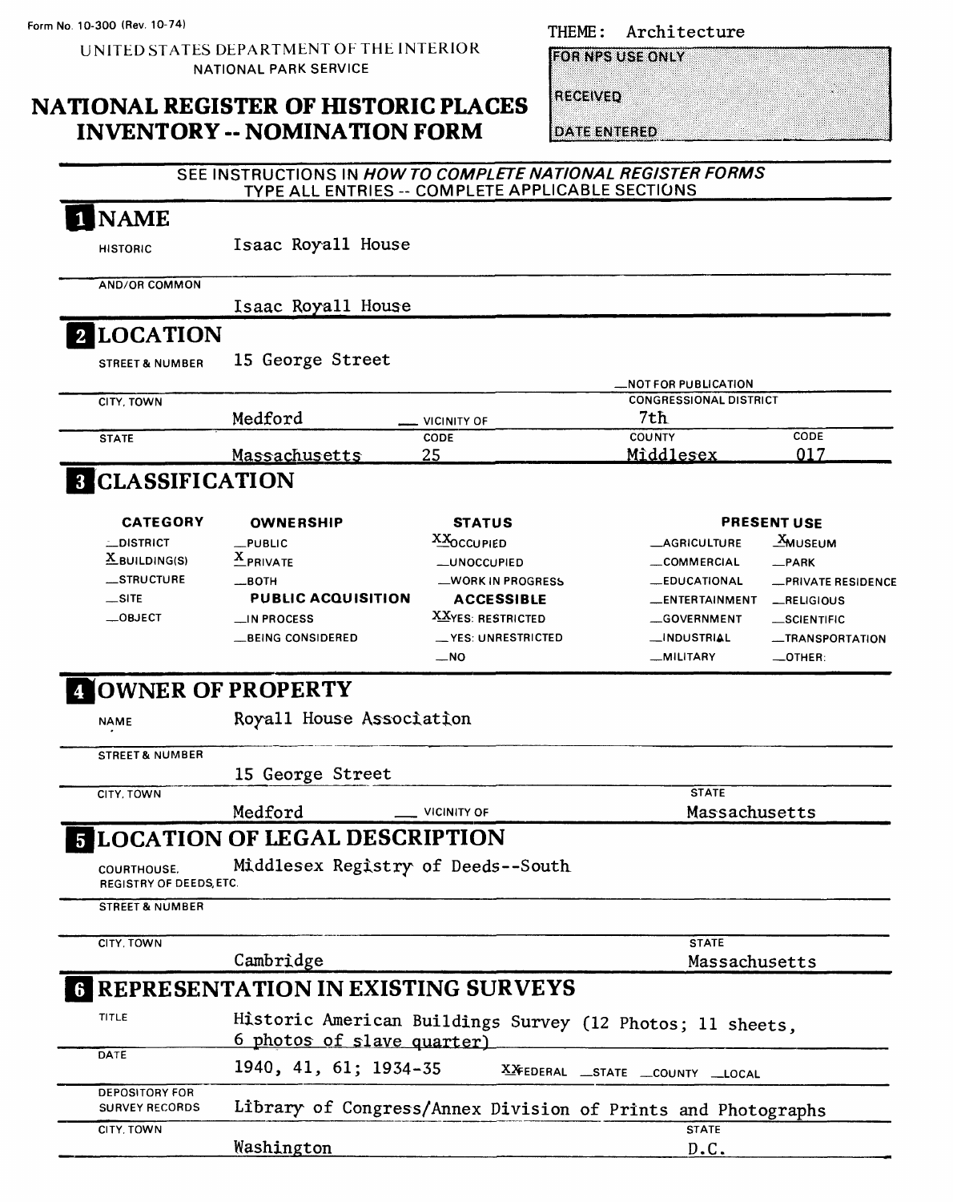Form No. 10-300 (Rev. 10-74)

THEME: Architecture

UNITED STATES DEPARTMENT OF THE INTERIOR
NATIONAL PARK SERVICE

# NATIONAL REGISTER OF HISTORIC PLACES INVENTORY -- NOMINATION FORM

FOR NPS USE ONLY

RECEIVED

DATE ENTERED

SEE INSTRUCTIONS IN *HOW TO COMPLETE NATIONAL REGISTER FORMS*
TYPE ALL ENTRIES -- COMPLETE APPLICABLE SECTIONS

## 1 NAME

HISTORIC: Isaac Royall House

AND/OR COMMON: Isaac Royall House

## 2 LOCATION

STREET & NUMBER: 15 George Street

__NOT FOR PUBLICATION

CITY, TOWN: Medford __ VICINITY OF

CONGRESSIONAL DISTRICT: 7th

STATE: Massachusetts CODE: 25

COUNTY: Middlesex CODE: 017

## 3 CLASSIFICATION

| CATEGORY | OWNERSHIP | STATUS | PRESENT USE | |
|---|---|---|---|---|
| __DISTRICT | __PUBLIC | XX OCCUPIED | __AGRICULTURE | X MUSEUM |
| X BUILDING(S) | X PRIVATE | __UNOCCUPIED | __COMMERCIAL | __PARK |
| __STRUCTURE | __BOTH | __WORK IN PROGRESS | __EDUCATIONAL | __PRIVATE RESIDENCE |
| __SITE | **PUBLIC ACQUISITION** | **ACCESSIBLE** | __ENTERTAINMENT | __RELIGIOUS |
| __OBJECT | __IN PROCESS | XX YES: RESTRICTED | __GOVERNMENT | __SCIENTIFIC |
| | __BEING CONSIDERED | __YES: UNRESTRICTED | __INDUSTRIAL | __TRANSPORTATION |
| | | __NO | __MILITARY | __OTHER: |

## 4 OWNER OF PROPERTY

NAME: Royall House Association

STREET & NUMBER: 15 George Street

CITY, TOWN: Medford __ VICINITY OF

STATE: Massachusetts

## 5 LOCATION OF LEGAL DESCRIPTION

COURTHOUSE, REGISTRY OF DEEDS, ETC.: Middlesex Registry of Deeds--South

STREET & NUMBER:

CITY, TOWN: Cambridge

STATE: Massachusetts

## 6 REPRESENTATION IN EXISTING SURVEYS

TITLE: Historic American Buildings Survey (12 Photos; 11 sheets, 6 photos of slave quarter)

DATE: 1940, 41, 61; 1934-35 XX FEDERAL __STATE __COUNTY __LOCAL

DEPOSITORY FOR SURVEY RECORDS: Library of Congress/Annex Division of Prints and Photographs

CITY, TOWN: Washington

STATE: D.C.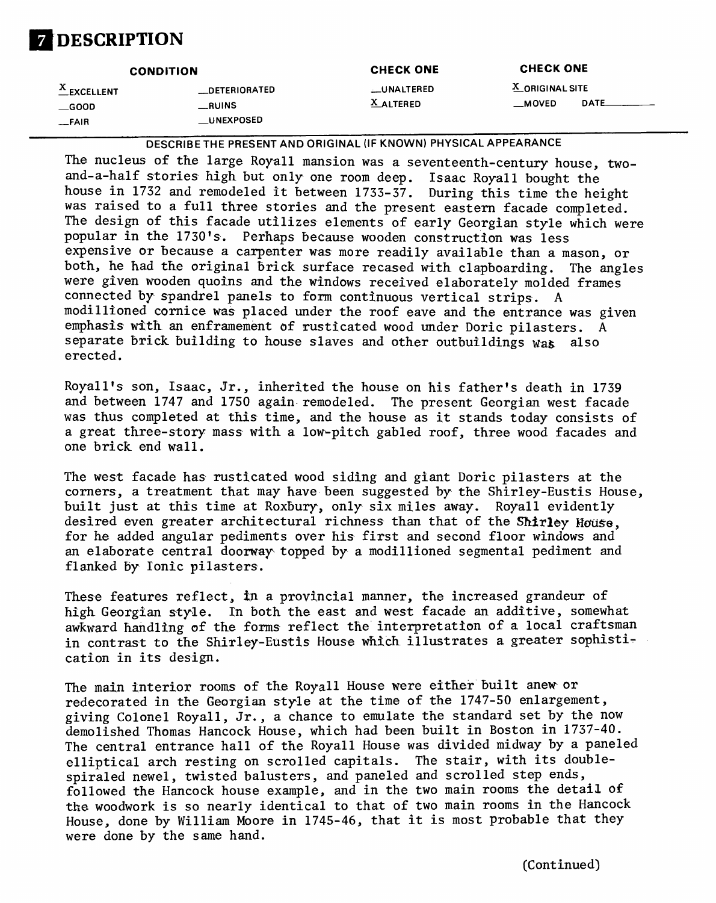# 7 DESCRIPTION

| CONDITION | | CHECK ONE | CHECK ONE |
|---|---|---|---|
| X EXCELLENT | __DETERIORATED | __UNALTERED | X ORIGINAL SITE |
| __GOOD | __RUINS | X ALTERED | __MOVED DATE______ |
| __FAIR | __UNEXPOSED | | |

DESCRIBE THE PRESENT AND ORIGINAL (IF KNOWN) PHYSICAL APPEARANCE

The nucleus of the large Royall mansion was a seventeenth-century house, two-and-a-half stories high but only one room deep. Isaac Royall bought the house in 1732 and remodeled it between 1733-37. During this time the height was raised to a full three stories and the present eastern facade completed. The design of this facade utilizes elements of early Georgian style which were popular in the 1730's. Perhaps because wooden construction was less expensive or because a carpenter was more readily available than a mason, or both, he had the original brick surface recased with clapboarding. The angles were given wooden quoins and the windows received elaborately molded frames connected by spandrel panels to form continuous vertical strips. A modillioned cornice was placed under the roof eave and the entrance was given emphasis with an enframement of rusticated wood under Doric pilasters. A separate brick building to house slaves and other outbuildings was also erected.

Royall's son, Isaac, Jr., inherited the house on his father's death in 1739 and between 1747 and 1750 again remodeled. The present Georgian west facade was thus completed at this time, and the house as it stands today consists of a great three-story mass with a low-pitch gabled roof, three wood facades and one brick end wall.

The west facade has rusticated wood siding and giant Doric pilasters at the corners, a treatment that may have been suggested by the Shirley-Eustis House, built just at this time at Roxbury, only six miles away. Royall evidently desired even greater architectural richness than that of the Shirley House, for he added angular pediments over his first and second floor windows and an elaborate central doorway topped by a modillioned segmental pediment and flanked by Ionic pilasters.

These features reflect, in a provincial manner, the increased grandeur of high Georgian style. In both the east and west facade an additive, somewhat awkward handling of the forms reflect the interpretation of a local craftsman in contrast to the Shirley-Eustis House which illustrates a greater sophistication in its design.

The main interior rooms of the Royall House were either built anew or redecorated in the Georgian style at the time of the 1747-50 enlargement, giving Colonel Royall, Jr., a chance to emulate the standard set by the now demolished Thomas Hancock House, which had been built in Boston in 1737-40. The central entrance hall of the Royall House was divided midway by a paneled elliptical arch resting on scrolled capitals. The stair, with its double-spiraled newel, twisted balusters, and paneled and scrolled step ends, followed the Hancock house example, and in the two main rooms the detail of the woodwork is so nearly identical to that of two main rooms in the Hancock House, done by William Moore in 1745-46, that it is most probable that they were done by the same hand.

(Continued)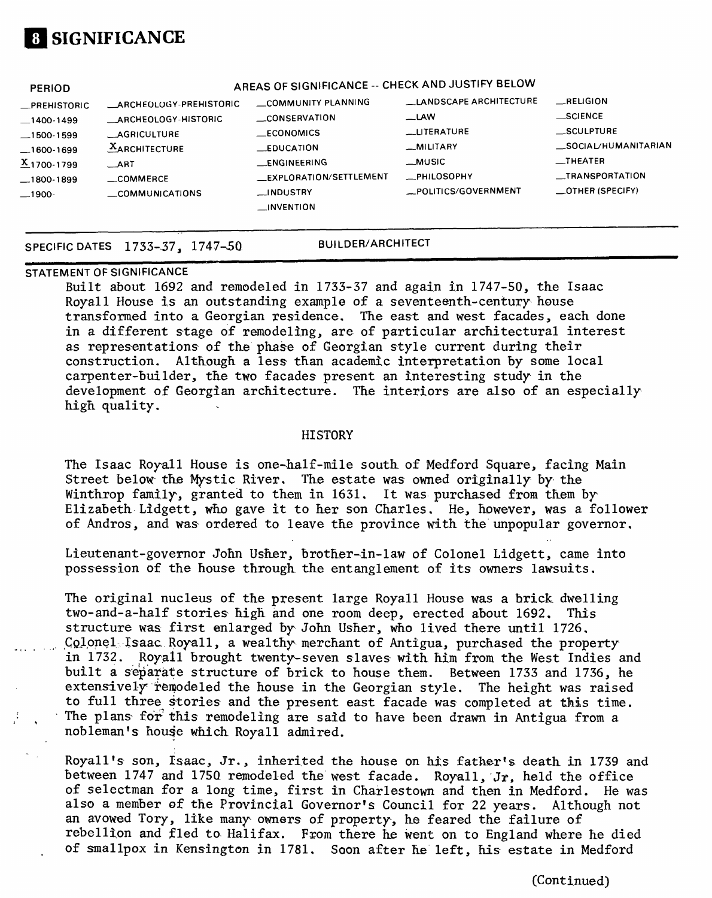# 8 SIGNIFICANCE

| PERIOD | AREAS OF SIGNIFICANCE -- CHECK AND JUSTIFY BELOW | | | |
|---|---|---|---|---|
| _PREHISTORIC | _ARCHEOLOGY-PREHISTORIC | _COMMUNITY PLANNING | _LANDSCAPE ARCHITECTURE | _RELIGION |
| _1400-1499 | _ARCHEOLOGY-HISTORIC | _CONSERVATION | _LAW | _SCIENCE |
| _1500-1599 | _AGRICULTURE | _ECONOMICS | _LITERATURE | _SCULPTURE |
| _1600-1699 | X ARCHITECTURE | _EDUCATION | _MILITARY | _SOCIAL/HUMANITARIAN |
| X 1700-1799 | _ART | _ENGINEERING | _MUSIC | _THEATER |
| _1800-1899 | _COMMERCE | _EXPLORATION/SETTLEMENT | _PHILOSOPHY | _TRANSPORTATION |
| _1900- | _COMMUNICATIONS | _INDUSTRY | _POLITICS/GOVERNMENT | _OTHER (SPECIFY) |
| | | _INVENTION | | |

SPECIFIC DATES 1733-37, 1747-50 BUILDER/ARCHITECT

STATEMENT OF SIGNIFICANCE

Built about 1692 and remodeled in 1733-37 and again in 1747-50, the Isaac Royall House is an outstanding example of a seventeenth-century house transformed into a Georgian residence. The east and west facades, each done in a different stage of remodeling, are of particular architectural interest as representations of the phase of Georgian style current during their construction. Although a less than academic interpretation by some local carpenter-builder, the two facades present an interesting study in the development of Georgian architecture. The interiors are also of an especially high quality.

## HISTORY

The Isaac Royall House is one-half-mile south of Medford Square, facing Main Street below the Mystic River. The estate was owned originally by the Winthrop family, granted to them in 1631. It was purchased from them by Elizabeth Lidgett, who gave it to her son Charles. He, however, was a follower of Andros, and was ordered to leave the province with the unpopular governor.

Lieutenant-governor John Usher, brother-in-law of Colonel Lidgett, came into possession of the house through the entanglement of its owners lawsuits.

The original nucleus of the present large Royall House was a brick dwelling two-and-a-half stories high and one room deep, erected about 1692. This structure was first enlarged by John Usher, who lived there until 1726. Colonel Isaac Royall, a wealthy merchant of Antigua, purchased the property in 1732. Royall brought twenty-seven slaves with him from the West Indies and built a separate structure of brick to house them. Between 1733 and 1736, he extensively remodeled the house in the Georgian style. The height was raised to full three stories and the present east facade was completed at this time. The plans for this remodeling are said to have been drawn in Antigua from a nobleman's house which Royall admired.

Royall's son, Isaac, Jr., inherited the house on his father's death in 1739 and between 1747 and 1750 remodeled the west facade. Royall, Jr. held the office of selectman for a long time, first in Charlestown and then in Medford. He was also a member of the Provincial Governor's Council for 22 years. Although not an avowed Tory, like many owners of property, he feared the failure of rebellion and fled to Halifax. From there he went on to England where he died of smallpox in Kensington in 1781. Soon after he left, his estate in Medford

(Continued)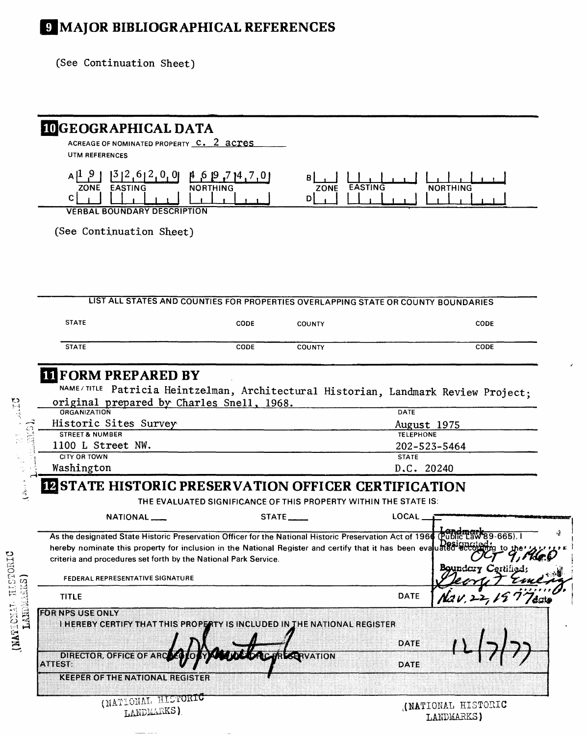# 9 MAJOR BIBLIOGRAPHICAL REFERENCES

(See Continuation Sheet)

# 10 GEOGRAPHICAL DATA

ACREAGE OF NOMINATED PROPERTY c. 2 acres

UTM REFERENCES

| | ZONE | EASTING | NORTHING |
|---|---|---|---|
| A | 19 | 326200 | 4697470 |
| B | | | |
| C | | | |
| D | | | |

VERBAL BOUNDARY DESCRIPTION

(See Continuation Sheet)

LIST ALL STATES AND COUNTIES FOR PROPERTIES OVERLAPPING STATE OR COUNTY BOUNDARIES

| STATE | CODE | COUNTY | CODE |
|---|---|---|---|
| | | | |
| | | | |

# 11 FORM PREPARED BY

NAME / TITLE Patricia Heintzelman, Architectural Historian, Landmark Review Project; original prepared by Charles Snell, 1968.

ORGANIZATION Historic Sites Survey

DATE August 1975

STREET & NUMBER 1100 L Street NW.

TELEPHONE 202-523-5464

CITY OR TOWN Washington

STATE D.C. 20240

# 12 STATE HISTORIC PRESERVATION OFFICER CERTIFICATION

THE EVALUATED SIGNIFICANCE OF THIS PROPERTY WITHIN THE STATE IS:

NATIONAL ___ STATE ___ LOCAL ___

As the designated State Historic Preservation Officer for the National Historic Preservation Act of 1966 (Public Law 89-665), I hereby nominate this property for inclusion in the National Register and certify that it has been evaluated according to the criteria and procedures set forth by the National Park Service.

Landmark Designated: OCT 9, 1960

Boundary Certified: George F. Emery Nov. 22, 1977

FEDERAL REPRESENTATIVE SIGNATURE

TITLE DATE

FOR NPS USE ONLY

I HEREBY CERTIFY THAT THIS PROPERTY IS INCLUDED IN THE NATIONAL REGISTER

DATE 12/7/77

DIRECTOR, OFFICE OF ARCHEOLOGY AND HISTORIC PRESERVATION

ATTEST: DATE

KEEPER OF THE NATIONAL REGISTER

(NATIONAL HISTORIC LANDMARKS)

(NATIONAL HISTORIC LANDMARKS)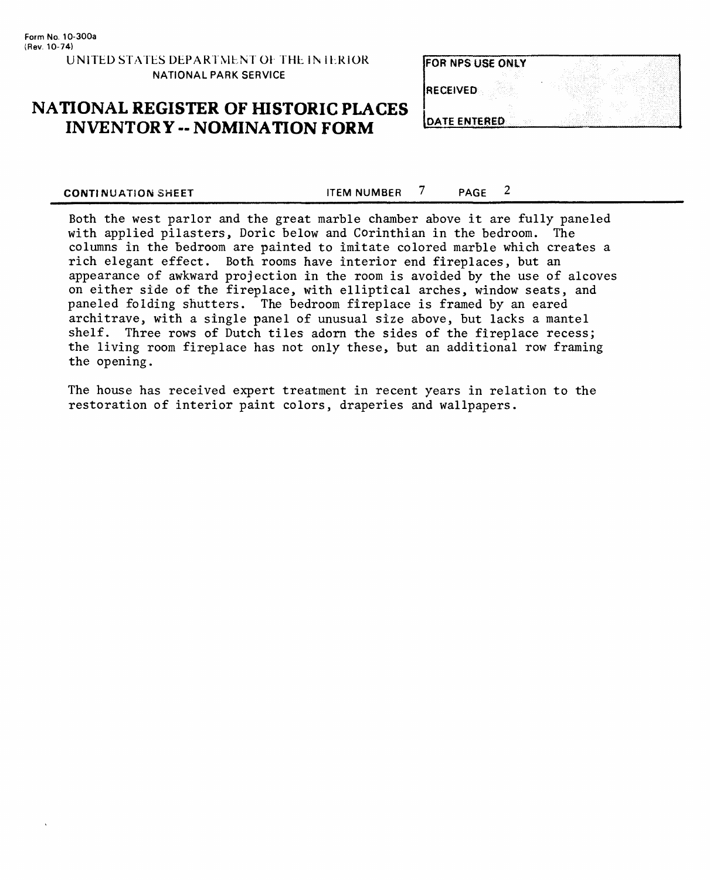Form No. 10-300a
(Rev. 10-74)

UNITED STATES DEPARTMENT OF THE INTERIOR
NATIONAL PARK SERVICE

# NATIONAL REGISTER OF HISTORIC PLACES INVENTORY -- NOMINATION FORM

| FOR NPS USE ONLY |
| --- |
| RECEIVED |
| DATE ENTERED |

CONTINUATION SHEET    ITEM NUMBER 7    PAGE 2

Both the west parlor and the great marble chamber above it are fully paneled with applied pilasters, Doric below and Corinthian in the bedroom. The columns in the bedroom are painted to imitate colored marble which creates a rich elegant effect. Both rooms have interior end fireplaces, but an appearance of awkward projection in the room is avoided by the use of alcoves on either side of the fireplace, with elliptical arches, window seats, and paneled folding shutters. The bedroom fireplace is framed by an eared architrave, with a single panel of unusual size above, but lacks a mantel shelf. Three rows of Dutch tiles adorn the sides of the fireplace recess; the living room fireplace has not only these, but an additional row framing the opening.

The house has received expert treatment in recent years in relation to the restoration of interior paint colors, draperies and wallpapers.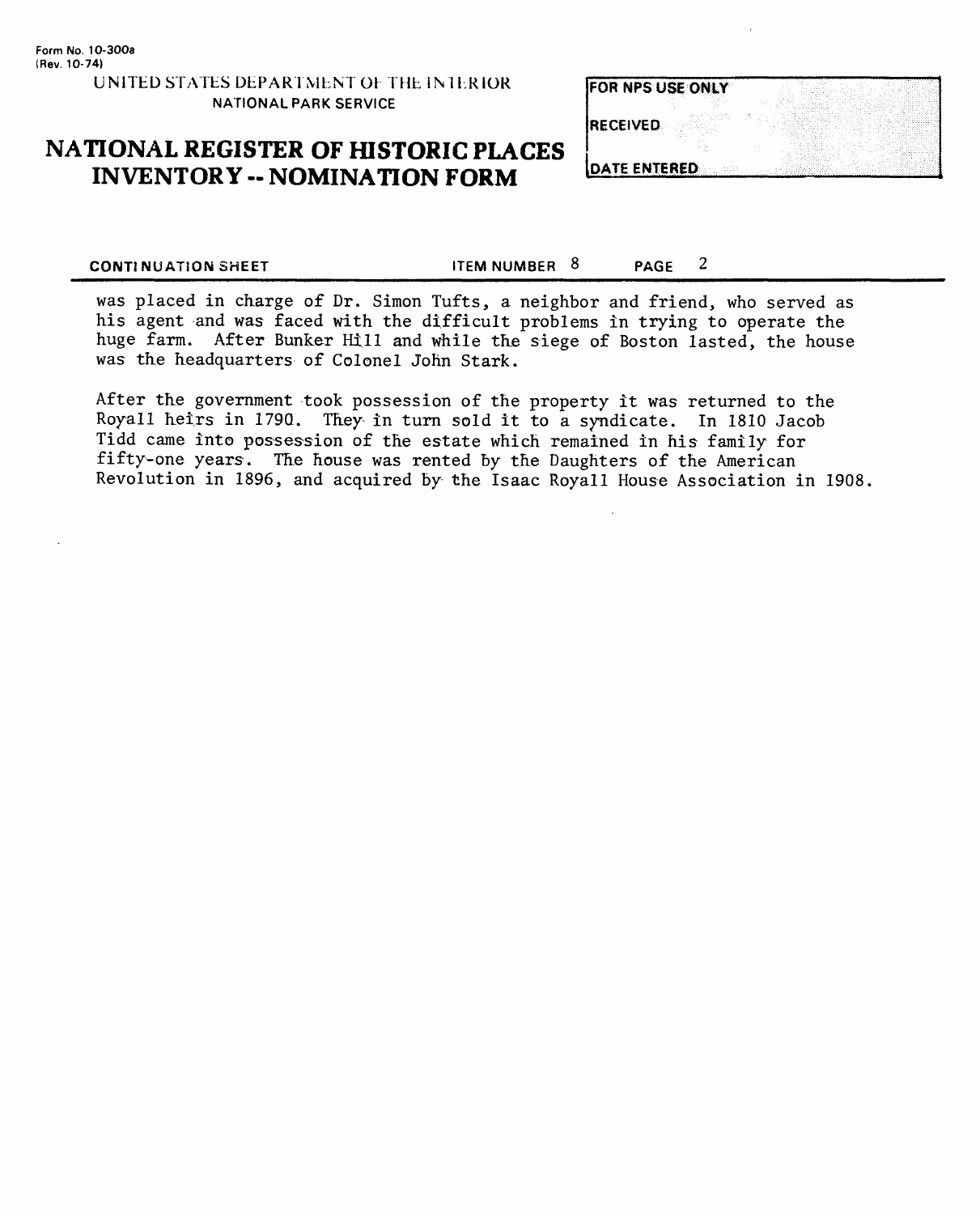CONTINUATION SHEET ITEM NUMBER 8 PAGE 2

was placed in charge of Dr. Simon Tufts, a neighbor and friend, who served as his agent and was faced with the difficult problems in trying to operate the huge farm. After Bunker Hill and while the siege of Boston lasted, the house was the headquarters of Colonel John Stark.

After the government took possession of the property it was returned to the Royall heirs in 1790. They in turn sold it to a syndicate. In 1810 Jacob Tidd came into possession of the estate which remained in his family for fifty-one years. The house was rented by the Daughters of the American Revolution in 1896, and acquired by the Isaac Royall House Association in 1908.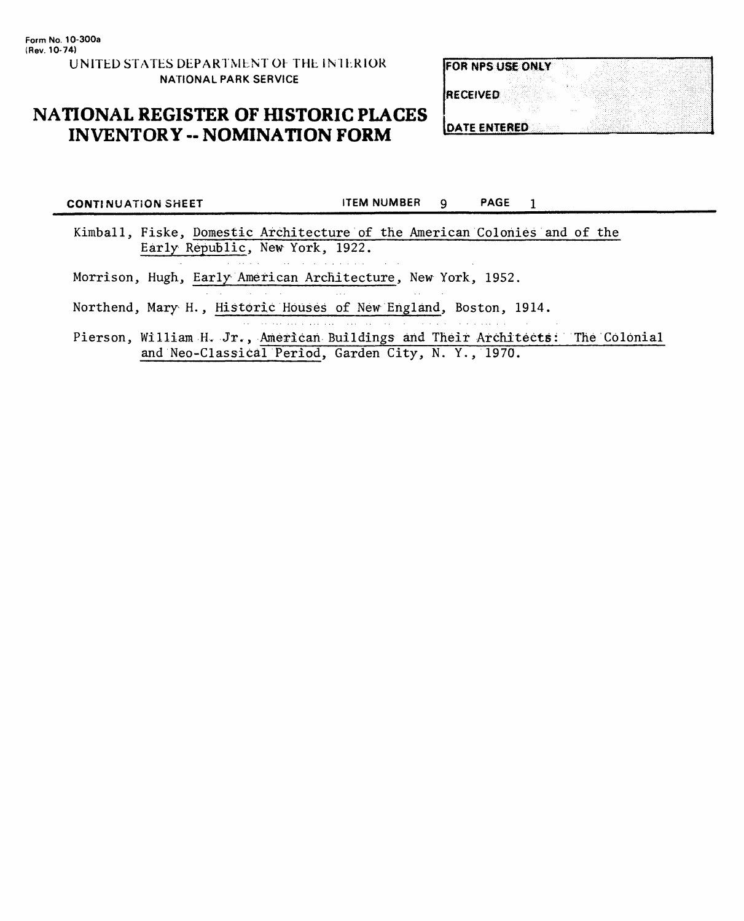Form No. 10-300a
(Rev. 10-74)

UNITED STATES DEPARTMENT OF THE INTERIOR
NATIONAL PARK SERVICE

# NATIONAL REGISTER OF HISTORIC PLACES INVENTORY -- NOMINATION FORM

| FOR NPS USE ONLY |
| --- |
| RECEIVED |
| DATE ENTERED |

**CONTINUATION SHEET** ITEM NUMBER 9 PAGE 1

Kimball, Fiske, Domestic Architecture of the American Colonies and of the Early Republic, New York, 1922.

Morrison, Hugh, Early American Architecture, New York, 1952.

Northend, Mary H., Historic Houses of New England, Boston, 1914.

Pierson, William H. Jr., American Buildings and Their Architects: The Colonial and Neo-Classical Period, Garden City, N. Y., 1970.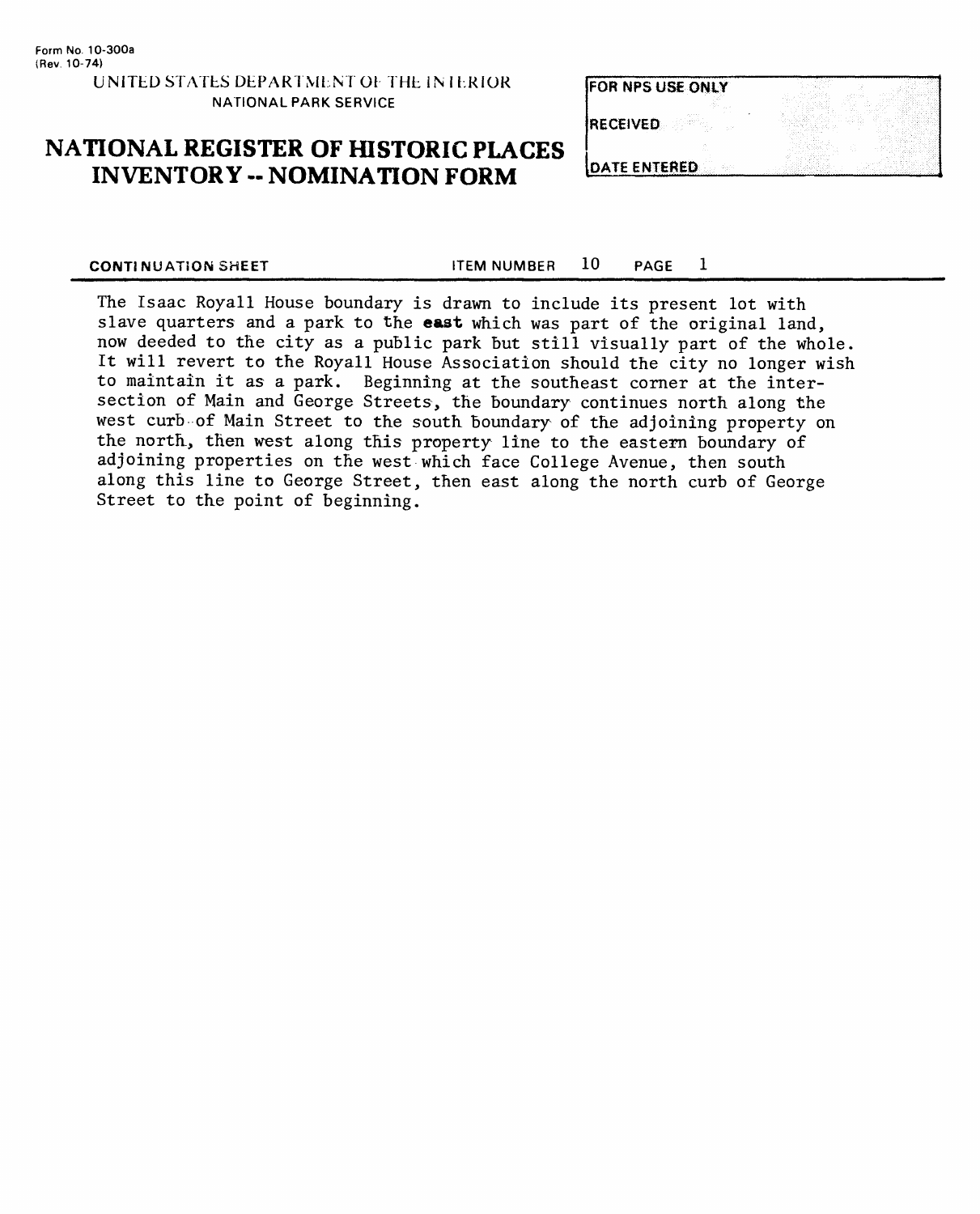Form No. 10-300a
(Rev. 10-74)

UNITED STATES DEPARTMENT OF THE INTERIOR
NATIONAL PARK SERVICE

# NATIONAL REGISTER OF HISTORIC PLACES INVENTORY -- NOMINATION FORM

| FOR NPS USE ONLY |
|---|
| RECEIVED |
| DATE ENTERED |

**CONTINUATION SHEET** ITEM NUMBER 10 PAGE 1

The Isaac Royall House boundary is drawn to include its present lot with slave quarters and a park to the **east** which was part of the original land, now deeded to the city as a public park but still visually part of the whole. It will revert to the Royall House Association should the city no longer wish to maintain it as a park. Beginning at the southeast corner at the intersection of Main and George Streets, the boundary continues north along the west curb of Main Street to the south boundary of the adjoining property on the north, then west along this property line to the eastern boundary of adjoining properties on the west which face College Avenue, then south along this line to George Street, then east along the north curb of George Street to the point of beginning.